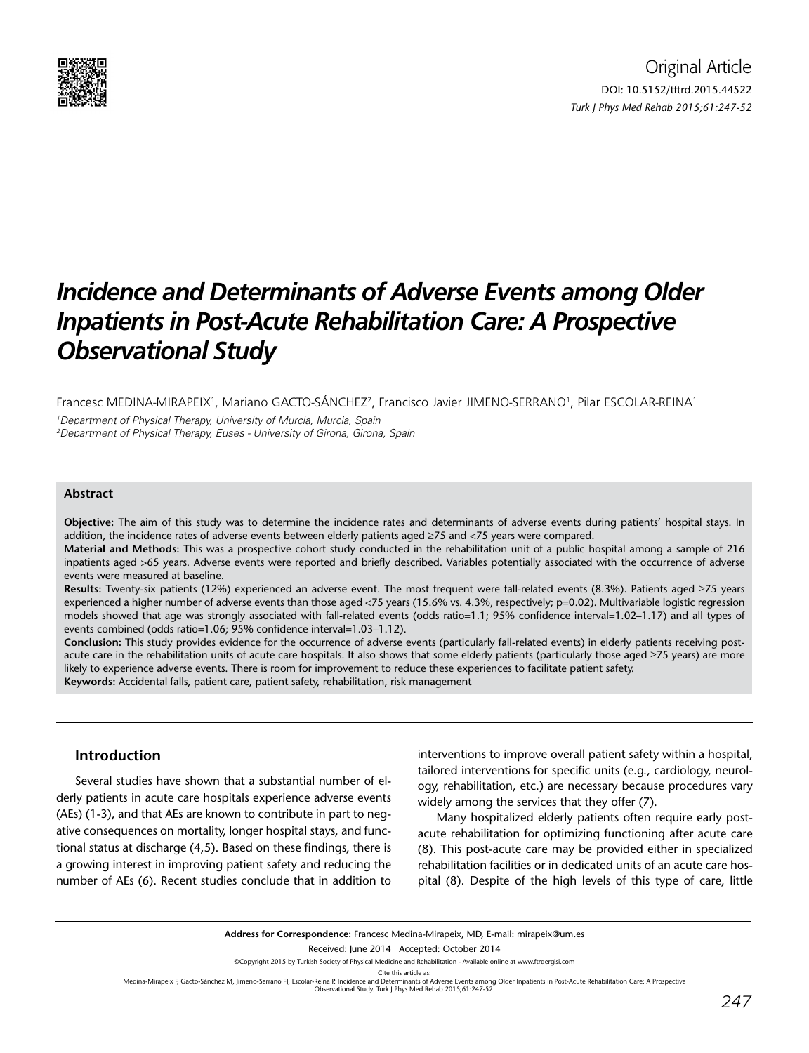Original Article

DOI: 10.5152/tftrd.2015.44522

# Incidence and Determinants of Adverse Events among Older Inpatients in Post-Acute Rehabilitation Care: A Prospective Observational Study

Francesc MEDINA-MIRAPEIX[1], Mariano GACTO-SÁNCHEZ[2], Francisco Javier JIMENO-SERRANO[1], Pilar ESCOLAR-REINA[1]

[1]*Department of Physical Therapy, University of Murcia, Murcia, Spain*
[2]*Department of Physical Therapy, Euses - University of Girona, Girona, Spain*

### Abstract

**Objective:** The aim of this study was to determine the incidence rates and determinants of adverse events during patients' hospital stays. In addition, the incidence rates of adverse events between elderly patients aged ≥75 and <75 years were compared.

**Material and Methods:** This was a prospective cohort study conducted in the rehabilitation unit of a public hospital among a sample of 216 inpatients aged >65 years. Adverse events were reported and briefly described. Variables potentially associated with the occurrence of adverse events were measured at baseline.

**Results:** Twenty-six patients (12%) experienced an adverse event. The most frequent were fall-related events (8.3%). Patients aged ≥75 years experienced a higher number of adverse events than those aged <75 years (15.6% vs. 4.3%, respectively; p=0.02). Multivariable logistic regression models showed that age was strongly associated with fall-related events (odds ratio=1.1; 95% confidence interval=1.02–1.17) and all types of events combined (odds ratio=1.06; 95% confidence interval=1.03–1.12).

**Conclusion:** This study provides evidence for the occurrence of adverse events (particularly fall-related events) in elderly patients receiving post-acute care in the rehabilitation units of acute care hospitals. It also shows that some elderly patients (particularly those aged ≥75 years) are more likely to experience adverse events. There is room for improvement to reduce these experiences to facilitate patient safety.

**Keywords:** Accidental falls, patient care, patient safety, rehabilitation, risk management

## Introduction

Several studies have shown that a substantial number of elderly patients in acute care hospitals experience adverse events (AEs) (1-3), and that AEs are known to contribute in part to negative consequences on mortality, longer hospital stays, and functional status at discharge (4,5). Based on these findings, there is a growing interest in improving patient safety and reducing the number of AEs (6). Recent studies conclude that in addition to interventions to improve overall patient safety within a hospital, tailored interventions for specific units (e.g., cardiology, neurology, rehabilitation, etc.) are necessary because procedures vary widely among the services that they offer (7).

Many hospitalized elderly patients often require early post-acute rehabilitation for optimizing functioning after acute care (8). This post-acute care may be provided either in specialized rehabilitation facilities or in dedicated units of an acute care hospital (8). Despite of the high levels of this type of care, little

**Address for Correspondence:** Francesc Medina-Mirapeix, MD, E-mail: mirapeix@um.es

Received: June 2014 Accepted: October 2014

©Copyright 2015 by Turkish Society of Physical Medicine and Rehabilitation - Available online at www.ftrdergisi.com

Cite this article as:
Medina-Mirapeix F, Gacto-Sánchez M, Jimeno-Serrano FJ, Escolar-Reina P. Incidence and Determinants of Adverse Events among Older Inpatients in Post-Acute Rehabilitation Care: A Prospective Observational Study. Turk J Phys Med Rehab 2015;61:247-52.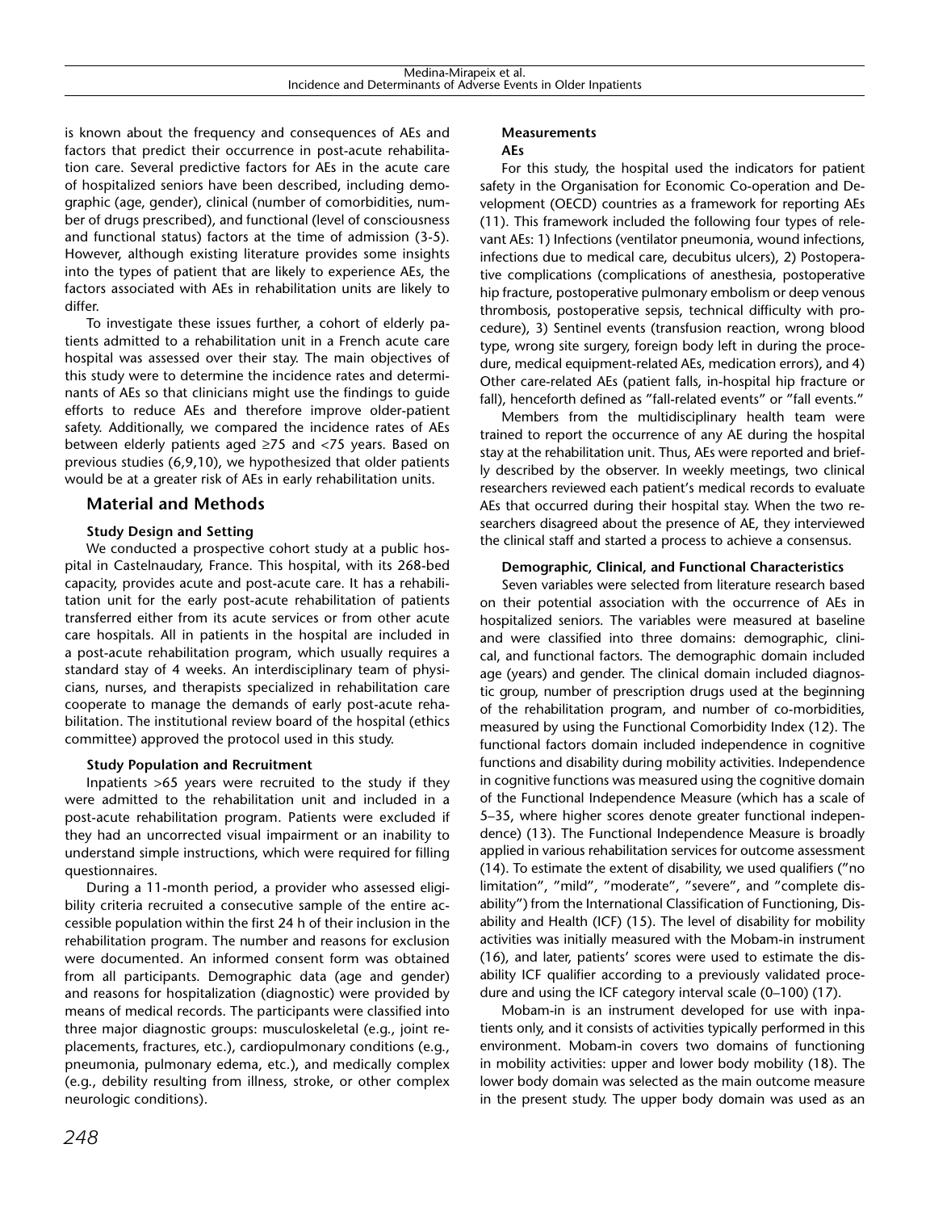is known about the frequency and consequences of AEs and factors that predict their occurrence in post-acute rehabilitation care. Several predictive factors for AEs in the acute care of hospitalized seniors have been described, including demographic (age, gender), clinical (number of comorbidities, number of drugs prescribed), and functional (level of consciousness and functional status) factors at the time of admission (3-5). However, although existing literature provides some insights into the types of patient that are likely to experience AEs, the factors associated with AEs in rehabilitation units are likely to differ.

To investigate these issues further, a cohort of elderly patients admitted to a rehabilitation unit in a French acute care hospital was assessed over their stay. The main objectives of this study were to determine the incidence rates and determinants of AEs so that clinicians might use the findings to guide efforts to reduce AEs and therefore improve older-patient safety. Additionally, we compared the incidence rates of AEs between elderly patients aged ≥75 and <75 years. Based on previous studies (6,9,10), we hypothesized that older patients would be at a greater risk of AEs in early rehabilitation units.

## Material and Methods

### Study Design and Setting

We conducted a prospective cohort study at a public hospital in Castelnaudary, France. This hospital, with its 268-bed capacity, provides acute and post-acute care. It has a rehabilitation unit for the early post-acute rehabilitation of patients transferred either from its acute services or from other acute care hospitals. All in patients in the hospital are included in a post-acute rehabilitation program, which usually requires a standard stay of 4 weeks. An interdisciplinary team of physicians, nurses, and therapists specialized in rehabilitation care cooperate to manage the demands of early post-acute rehabilitation. The institutional review board of the hospital (ethics committee) approved the protocol used in this study.

### Study Population and Recruitment

Inpatients >65 years were recruited to the study if they were admitted to the rehabilitation unit and included in a post-acute rehabilitation program. Patients were excluded if they had an uncorrected visual impairment or an inability to understand simple instructions, which were required for filling questionnaires.

During a 11-month period, a provider who assessed eligibility criteria recruited a consecutive sample of the entire accessible population within the first 24 h of their inclusion in the rehabilitation program. The number and reasons for exclusion were documented. An informed consent form was obtained from all participants. Demographic data (age and gender) and reasons for hospitalization (diagnostic) were provided by means of medical records. The participants were classified into three major diagnostic groups: musculoskeletal (e.g., joint replacements, fractures, etc.), cardiopulmonary conditions (e.g., pneumonia, pulmonary edema, etc.), and medically complex (e.g., debility resulting from illness, stroke, or other complex neurologic conditions).

### Measurements

#### AEs

For this study, the hospital used the indicators for patient safety in the Organisation for Economic Co-operation and Development (OECD) countries as a framework for reporting AEs (11). This framework included the following four types of relevant AEs: 1) Infections (ventilator pneumonia, wound infections, infections due to medical care, decubitus ulcers), 2) Postoperative complications (complications of anesthesia, postoperative hip fracture, postoperative pulmonary embolism or deep venous thrombosis, postoperative sepsis, technical difficulty with procedure), 3) Sentinel events (transfusion reaction, wrong blood type, wrong site surgery, foreign body left in during the procedure, medical equipment-related AEs, medication errors), and 4) Other care-related AEs (patient falls, in-hospital hip fracture or fall), henceforth defined as "fall-related events" or "fall events."

Members from the multidisciplinary health team were trained to report the occurrence of any AE during the hospital stay at the rehabilitation unit. Thus, AEs were reported and briefly described by the observer. In weekly meetings, two clinical researchers reviewed each patient's medical records to evaluate AEs that occurred during their hospital stay. When the two researchers disagreed about the presence of AE, they interviewed the clinical staff and started a process to achieve a consensus.

#### Demographic, Clinical, and Functional Characteristics

Seven variables were selected from literature research based on their potential association with the occurrence of AEs in hospitalized seniors. The variables were measured at baseline and were classified into three domains: demographic, clinical, and functional factors. The demographic domain included age (years) and gender. The clinical domain included diagnostic group, number of prescription drugs used at the beginning of the rehabilitation program, and number of co-morbidities, measured by using the Functional Comorbidity Index (12). The functional factors domain included independence in cognitive functions and disability during mobility activities. Independence in cognitive functions was measured using the cognitive domain of the Functional Independence Measure (which has a scale of 5–35, where higher scores denote greater functional independence) (13). The Functional Independence Measure is broadly applied in various rehabilitation services for outcome assessment (14). To estimate the extent of disability, we used qualifiers ("no limitation", "mild", "moderate", "severe", and "complete disability") from the International Classification of Functioning, Disability and Health (ICF) (15). The level of disability for mobility activities was initially measured with the Mobam-in instrument (16), and later, patients' scores were used to estimate the disability ICF qualifier according to a previously validated procedure and using the ICF category interval scale (0–100) (17).

Mobam-in is an instrument developed for use with inpatients only, and it consists of activities typically performed in this environment. Mobam-in covers two domains of functioning in mobility activities: upper and lower body mobility (18). The lower body domain was selected as the main outcome measure in the present study. The upper body domain was used as an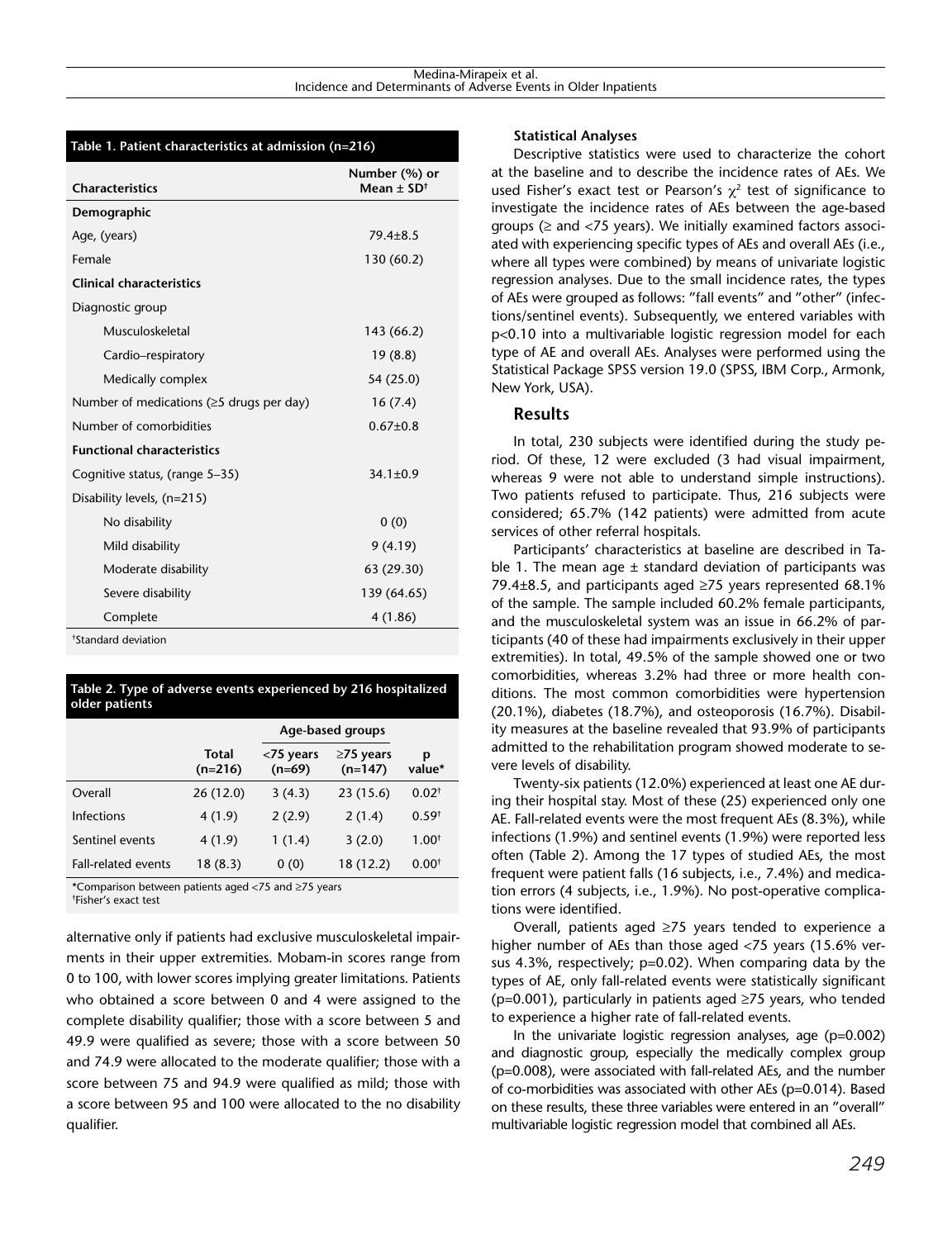**Table 1. Patient characteristics at admission (n=216)**

| Characteristics | Number (%) or Mean ± SD[†] |
|---|---|
| **Demographic** | |
| Age, (years) | 79.4±8.5 |
| Female | 130 (60.2) |
| **Clinical characteristics** | |
| Diagnostic group | |
| Musculoskeletal | 143 (66.2) |
| Cardio–respiratory | 19 (8.8) |
| Medically complex | 54 (25.0) |
| Number of medications (≥5 drugs per day) | 16 (7.4) |
| Number of comorbidities | 0.67±0.8 |
| **Functional characteristics** | |
| Cognitive status, (range 5–35) | 34.1±0.9 |
| Disability levels, (n=215) | |
| No disability | 0 (0) |
| Mild disability | 9 (4.19) |
| Moderate disability | 63 (29.30) |
| Severe disability | 139 (64.65) |
| Complete | 4 (1.86) |

[†]Standard deviation

**Table 2. Type of adverse events experienced by 216 hospitalized older patients**

| | | Age-based groups | | |
|---|---|---|---|---|
| | Total (n=216) | <75 years (n=69) | ≥75 years (n=147) | p value* |
| Overall | 26 (12.0) | 3 (4.3) | 23 (15.6) | 0.02[†] |
| Infections | 4 (1.9) | 2 (2.9) | 2 (1.4) | 0.59[†] |
| Sentinel events | 4 (1.9) | 1 (1.4) | 3 (2.0) | 1.00[†] |
| Fall-related events | 18 (8.3) | 0 (0) | 18 (12.2) | 0.00[†] |

*Comparison between patients aged <75 and ≥75 years
[†]Fisher's exact test

alternative only if patients had exclusive musculoskeletal impairments in their upper extremities. Mobam-in scores range from 0 to 100, with lower scores implying greater limitations. Patients who obtained a score between 0 and 4 were assigned to the complete disability qualifier; those with a score between 5 and 49.9 were qualified as severe; those with a score between 50 and 74.9 were allocated to the moderate qualifier; those with a score between 75 and 94.9 were qualified as mild; those with a score between 95 and 100 were allocated to the no disability qualifier.

**Statistical Analyses**

Descriptive statistics were used to characterize the cohort at the baseline and to describe the incidence rates of AEs. We used Fisher's exact test or Pearson's $\chi^2$ test of significance to investigate the incidence rates of AEs between the age-based groups (≥ and <75 years). We initially examined factors associated with experiencing specific types of AEs and overall AEs (i.e., where all types were combined) by means of univariate logistic regression analyses. Due to the small incidence rates, the types of AEs were grouped as follows: "fall events" and "other" (infections/sentinel events). Subsequently, we entered variables with p<0.10 into a multivariable logistic regression model for each type of AE and overall AEs. Analyses were performed using the Statistical Package SPSS version 19.0 (SPSS, IBM Corp., Armonk, New York, USA).

## Results

In total, 230 subjects were identified during the study period. Of these, 12 were excluded (3 had visual impairment, whereas 9 were not able to understand simple instructions). Two patients refused to participate. Thus, 216 subjects were considered; 65.7% (142 patients) were admitted from acute services of other referral hospitals.

Participants' characteristics at baseline are described in Table 1. The mean age ± standard deviation of participants was 79.4±8.5, and participants aged ≥75 years represented 68.1% of the sample. The sample included 60.2% female participants, and the musculoskeletal system was an issue in 66.2% of participants (40 of these had impairments exclusively in their upper extremities). In total, 49.5% of the sample showed one or two comorbidities, whereas 3.2% had three or more health conditions. The most common comorbidities were hypertension (20.1%), diabetes (18.7%), and osteoporosis (16.7%). Disability measures at the baseline revealed that 93.9% of participants admitted to the rehabilitation program showed moderate to severe levels of disability.

Twenty-six patients (12.0%) experienced at least one AE during their hospital stay. Most of these (25) experienced only one AE. Fall-related events were the most frequent AEs (8.3%), while infections (1.9%) and sentinel events (1.9%) were reported less often (Table 2). Among the 17 types of studied AEs, the most frequent were patient falls (16 subjects, i.e., 7.4%) and medication errors (4 subjects, i.e., 1.9%). No post-operative complications were identified.

Overall, patients aged ≥75 years tended to experience a higher number of AEs than those aged <75 years (15.6% versus 4.3%, respectively; p=0.02). When comparing data by the types of AE, only fall-related events were statistically significant (p=0.001), particularly in patients aged ≥75 years, who tended to experience a higher rate of fall-related events.

In the univariate logistic regression analyses, age (p=0.002) and diagnostic group, especially the medically complex group (p=0.008), were associated with fall-related AEs, and the number of co-morbidities was associated with other AEs (p=0.014). Based on these results, these three variables were entered in an "overall" multivariable logistic regression model that combined all AEs.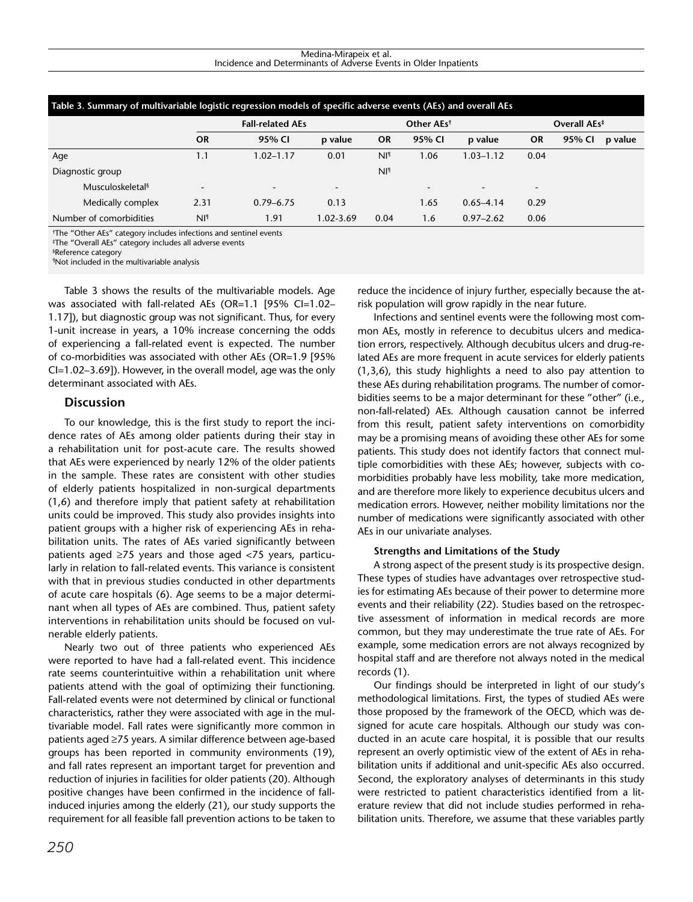**Table 3. Summary of multivariable logistic regression models of specific adverse events (AEs) and overall AEs**

| | Fall-related AEs | | | Other AEs[†] | | | Overall AEs[‡] | | |
|---|---|---|---|---|---|---|---|---|---|
| | OR | 95% CI | p value | OR | 95% CI | p value | OR | 95% CI | p value |
| Age | 1.1 | 1.02–1.17 | 0.01 | NI[¶] | 1.06 | 1.03–1.12 | 0.04 | | |
| Diagnostic group | | | | NI[¶] | | | | | |
| Musculoskeletal[§] | - | - | - | | - | - | - | | |
| Medically complex | 2.31 | 0.79–6.75 | 0.13 | | 1.65 | 0.65–4.14 | 0.29 | | |
| Number of comorbidities | NI[¶] | 1.91 | 1.02-3.69 | 0.04 | 1.6 | 0.97–2.62 | 0.06 | | |

[†]The "Other AEs" category includes infections and sentinel events
[‡]The "Overall AEs" category includes all adverse events
[§]Reference category
[¶]Not included in the multivariable analysis

Table 3 shows the results of the multivariable models. Age was associated with fall-related AEs (OR=1.1 [95% CI=1.02–1.17]), but diagnostic group was not significant. Thus, for every 1-unit increase in years, a 10% increase concerning the odds of experiencing a fall-related event is expected. The number of co-morbidities was associated with other AEs (OR=1.9 [95% CI=1.02–3.69]). However, in the overall model, age was the only determinant associated with AEs.

## Discussion

To our knowledge, this is the first study to report the incidence rates of AEs among older patients during their stay in a rehabilitation unit for post-acute care. The results showed that AEs were experienced by nearly 12% of the older patients in the sample. These rates are consistent with other studies of elderly patients hospitalized in non-surgical departments (1,6) and therefore imply that patient safety at rehabilitation units could be improved. This study also provides insights into patient groups with a higher risk of experiencing AEs in rehabilitation units. The rates of AEs varied significantly between patients aged ≥75 years and those aged <75 years, particularly in relation to fall-related events. This variance is consistent with that in previous studies conducted in other departments of acute care hospitals (6). Age seems to be a major determinant when all types of AEs are combined. Thus, patient safety interventions in rehabilitation units should be focused on vulnerable elderly patients.

Nearly two out of three patients who experienced AEs were reported to have had a fall-related event. This incidence rate seems counterintuitive within a rehabilitation unit where patients attend with the goal of optimizing their functioning. Fall-related events were not determined by clinical or functional characteristics, rather they were associated with age in the multivariable model. Fall rates were significantly more common in patients aged ≥75 years. A similar difference between age-based groups has been reported in community environments (19), and fall rates represent an important target for prevention and reduction of injuries in facilities for older patients (20). Although positive changes have been confirmed in the incidence of fall-induced injuries among the elderly (21), our study supports the requirement for all feasible fall prevention actions to be taken to reduce the incidence of injury further, especially because the at-risk population will grow rapidly in the near future.

Infections and sentinel events were the following most common AEs, mostly in reference to decubitus ulcers and medication errors, respectively. Although decubitus ulcers and drug-related AEs are more frequent in acute services for elderly patients (1,3,6), this study highlights a need to also pay attention to these AEs during rehabilitation programs. The number of comorbidities seems to be a major determinant for these "other" (i.e., non-fall-related) AEs. Although causation cannot be inferred from this result, patient safety interventions on comorbidity may be a promising means of avoiding these other AEs for some patients. This study does not identify factors that connect multiple comorbidities with these AEs; however, subjects with comorbidities probably have less mobility, take more medication, and are therefore more likely to experience decubitus ulcers and medication errors. However, neither mobility limitations nor the number of medications were significantly associated with other AEs in our univariate analyses.

### Strengths and Limitations of the Study

A strong aspect of the present study is its prospective design. These types of studies have advantages over retrospective studies for estimating AEs because of their power to determine more events and their reliability (22). Studies based on the retrospective assessment of information in medical records are more common, but they may underestimate the true rate of AEs. For example, some medication errors are not always recognized by hospital staff and are therefore not always noted in the medical records (1).

Our findings should be interpreted in light of our study's methodological limitations. First, the types of studied AEs were those proposed by the framework of the OECD, which was designed for acute care hospitals. Although our study was conducted in an acute care hospital, it is possible that our results represent an overly optimistic view of the extent of AEs in rehabilitation units if additional and unit-specific AEs also occurred. Second, the exploratory analyses of determinants in this study were restricted to patient characteristics identified from a literature review that did not include studies performed in rehabilitation units. Therefore, we assume that these variables partly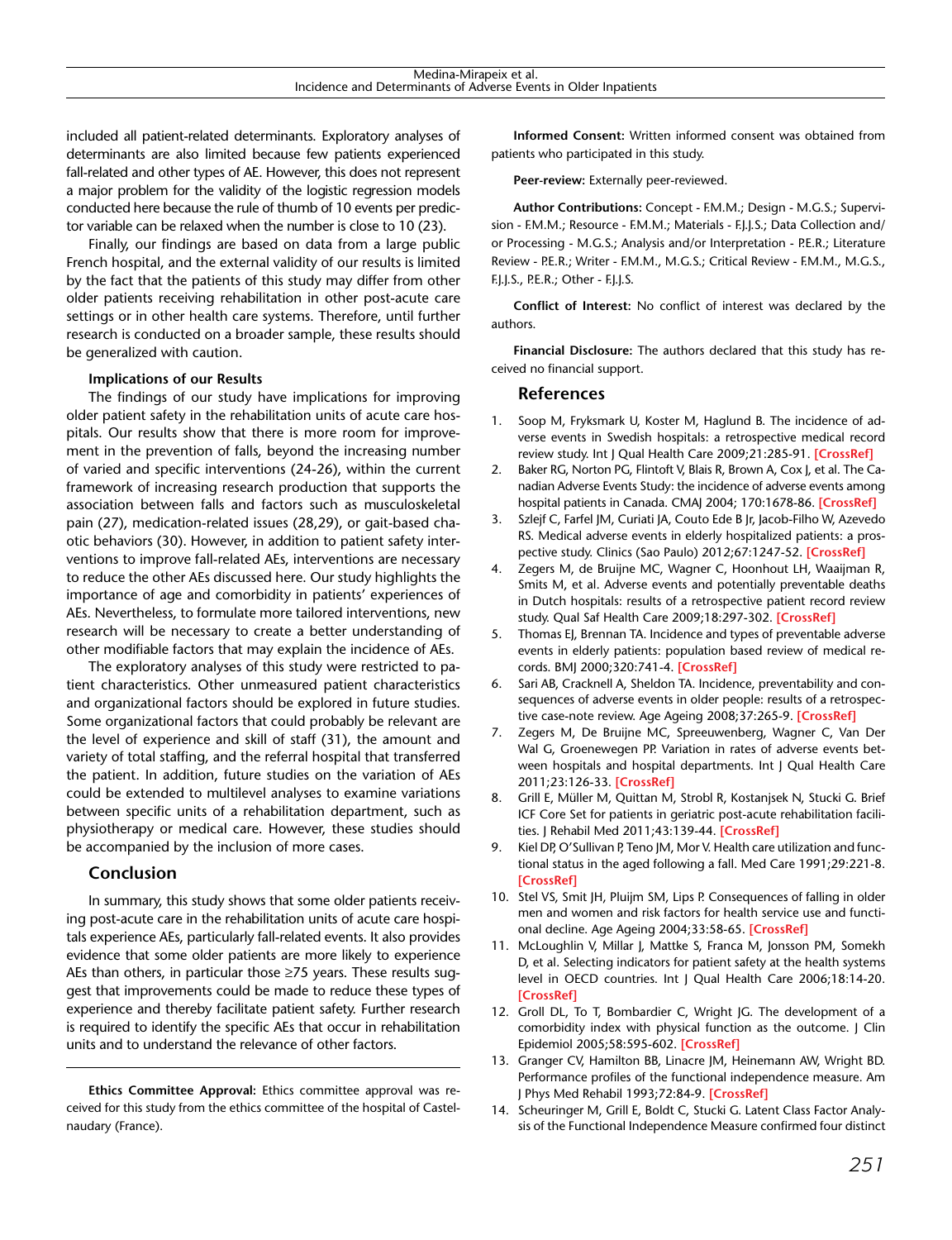included all patient-related determinants. Exploratory analyses of determinants are also limited because few patients experienced fall-related and other types of AE. However, this does not represent a major problem for the validity of the logistic regression models conducted here because the rule of thumb of 10 events per predictor variable can be relaxed when the number is close to 10 (23).

Finally, our findings are based on data from a large public French hospital, and the external validity of our results is limited by the fact that the patients of this study may differ from other older patients receiving rehabilitation in other post-acute care settings or in other health care systems. Therefore, until further research is conducted on a broader sample, these results should be generalized with caution.

### Implications of our Results

The findings of our study have implications for improving older patient safety in the rehabilitation units of acute care hospitals. Our results show that there is more room for improvement in the prevention of falls, beyond the increasing number of varied and specific interventions (24-26), within the current framework of increasing research production that supports the association between falls and factors such as musculoskeletal pain (27), medication-related issues (28,29), or gait-based chaotic behaviors (30). However, in addition to patient safety interventions to improve fall-related AEs, interventions are necessary to reduce the other AEs discussed here. Our study highlights the importance of age and comorbidity in patients' experiences of AEs. Nevertheless, to formulate more tailored interventions, new research will be necessary to create a better understanding of other modifiable factors that may explain the incidence of AEs.

The exploratory analyses of this study were restricted to patient characteristics. Other unmeasured patient characteristics and organizational factors should be explored in future studies. Some organizational factors that could probably be relevant are the level of experience and skill of staff (31), the amount and variety of total staffing, and the referral hospital that transferred the patient. In addition, future studies on the variation of AEs could be extended to multilevel analyses to examine variations between specific units of a rehabilitation department, such as physiotherapy or medical care. However, these studies should be accompanied by the inclusion of more cases.

## Conclusion

In summary, this study shows that some older patients receiving post-acute care in the rehabilitation units of acute care hospitals experience AEs, particularly fall-related events. It also provides evidence that some older patients are more likely to experience AEs than others, in particular those ≥75 years. These results suggest that improvements could be made to reduce these types of experience and thereby facilitate patient safety. Further research is required to identify the specific AEs that occur in rehabilitation units and to understand the relevance of other factors.

**Ethics Committee Approval:** Ethics committee approval was received for this study from the ethics committee of the hospital of Castelnaudary (France).

**Informed Consent:** Written informed consent was obtained from patients who participated in this study.

**Peer-review:** Externally peer-reviewed.

**Author Contributions:** Concept - F.M.M.; Design - M.G.S.; Supervision - F.M.M.; Resource - F.M.M.; Materials - F.J.J.S.; Data Collection and/or Processing - M.G.S.; Analysis and/or Interpretation - P.E.R.; Literature Review - P.E.R.; Writer - F.M.M., M.G.S.; Critical Review - F.M.M., M.G.S., F.J.J.S., P.E.R.; Other - F.J.J.S.

**Conflict of Interest:** No conflict of interest was declared by the authors.

**Financial Disclosure:** The authors declared that this study has received no financial support.

## References

1. Soop M, Fryksmark U, Koster M, Haglund B. The incidence of adverse events in Swedish hospitals: a retrospective medical record review study. Int J Qual Health Care 2009;21:285-91. [CrossRef]
2. Baker RG, Norton PG, Flintoft V, Blais R, Brown A, Cox J, et al. The Canadian Adverse Events Study: the incidence of adverse events among hospital patients in Canada. CMAJ 2004; 170:1678-86. [CrossRef]
3. Szlejf C, Farfel JM, Curiati JA, Couto Ede B Jr, Jacob-Filho W, Azevedo RS. Medical adverse events in elderly hospitalized patients: a prospective study. Clinics (Sao Paulo) 2012;67:1247-52. [CrossRef]
4. Zegers M, de Bruijne MC, Wagner C, Hoonhout LH, Waaijman R, Smits M, et al. Adverse events and potentially preventable deaths in Dutch hospitals: results of a retrospective patient record review study. Qual Saf Health Care 2009;18:297-302. [CrossRef]
5. Thomas EJ, Brennan TA. Incidence and types of preventable adverse events in elderly patients: population based review of medical records. BMJ 2000;320:741-4. [CrossRef]
6. Sari AB, Cracknell A, Sheldon TA. Incidence, preventability and consequences of adverse events in older people: results of a retrospective case-note review. Age Ageing 2008;37:265-9. [CrossRef]
7. Zegers M, De Bruijne MC, Spreeuwenberg, Wagner C, Van Der Wal G, Groenewegen PP. Variation in rates of adverse events between hospitals and hospital departments. Int J Qual Health Care 2011;23:126-33. [CrossRef]
8. Grill E, Müller M, Quittan M, Strobl R, Kostanjsek N, Stucki G. Brief ICF Core Set for patients in geriatric post-acute rehabilitation facilities. J Rehabil Med 2011;43:139-44. [CrossRef]
9. Kiel DP, O'Sullivan P, Teno JM, Mor V. Health care utilization and functional status in the aged following a fall. Med Care 1991;29:221-8. [CrossRef]
10. Stel VS, Smit JH, Pluijm SM, Lips P. Consequences of falling in older men and women and risk factors for health service use and functional decline. Age Ageing 2004;33:58-65. [CrossRef]
11. McLoughlin V, Millar J, Mattke S, Franca M, Jonsson PM, Somekh D, et al. Selecting indicators for patient safety at the health systems level in OECD countries. Int J Qual Health Care 2006;18:14-20. [CrossRef]
12. Groll DL, To T, Bombardier C, Wright JG. The development of a comorbidity index with physical function as the outcome. J Clin Epidemiol 2005;58:595-602. [CrossRef]
13. Granger CV, Hamilton BB, Linacre JM, Heinemann AW, Wright BD. Performance profiles of the functional independence measure. Am J Phys Med Rehabil 1993;72:84-9. [CrossRef]
14. Scheuringer M, Grill E, Boldt C, Stucki G. Latent Class Factor Analysis of the Functional Independence Measure confirmed four distinct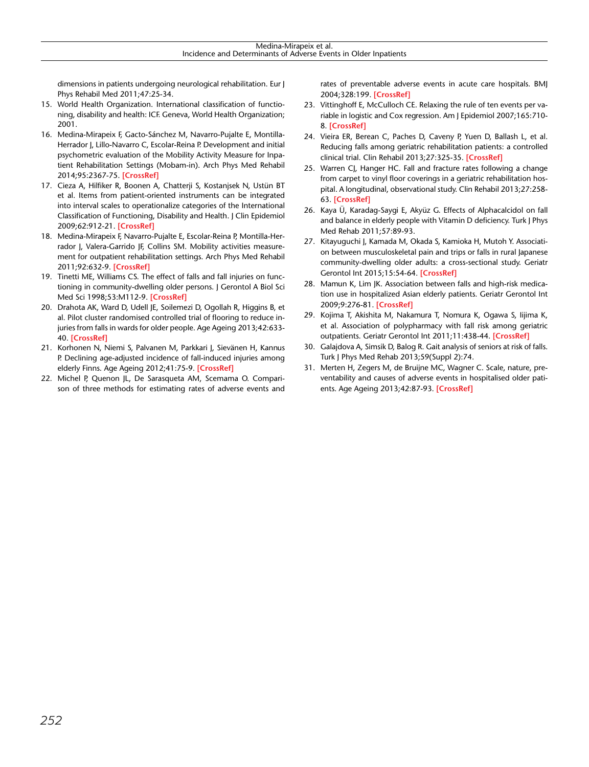dimensions in patients undergoing neurological rehabilitation. Eur J Phys Rehabil Med 2011;47:25-34.

15. World Health Organization. International classification of functioning, disability and health: ICF. Geneva, World Health Organization; 2001.
16. Medina-Mirapeix F, Gacto-Sánchez M, Navarro-Pujalte E, Montilla-Herrador J, Lillo-Navarro C, Escolar-Reina P. Development and initial psychometric evaluation of the Mobility Activity Measure for Inpatient Rehabilitation Settings (Mobam-in). Arch Phys Med Rehabil 2014;95:2367-75. [CrossRef]
17. Cieza A, Hilfiker R, Boonen A, Chatterji S, Kostanjsek N, Ustün BT et al. Items from patient-oriented instruments can be integrated into interval scales to operationalize categories of the International Classification of Functioning, Disability and Health. J Clin Epidemiol 2009;62:912-21. [CrossRef]
18. Medina-Mirapeix F, Navarro-Pujalte E, Escolar-Reina P, Montilla-Herrador J, Valera-Garrido JF, Collins SM. Mobility activities measurement for outpatient rehabilitation settings. Arch Phys Med Rehabil 2011;92:632-9. [CrossRef]
19. Tinetti ME, Williams CS. The effect of falls and fall injuries on functioning in community-dwelling older persons. J Gerontol A Biol Sci Med Sci 1998;53:M112-9. [CrossRef]
20. Drahota AK, Ward D, Udell JE, Soilemezi D, Ogollah R, Higgins B, et al. Pilot cluster randomised controlled trial of flooring to reduce injuries from falls in wards for older people. Age Ageing 2013;42:633-40. [CrossRef]
21. Korhonen N, Niemi S, Palvanen M, Parkkari J, Sievänen H, Kannus P. Declining age-adjusted incidence of fall-induced injuries among elderly Finns. Age Ageing 2012;41:75-9. [CrossRef]
22. Michel P, Quenon JL, De Sarasqueta AM, Scemama O. Comparison of three methods for estimating rates of adverse events and rates of preventable adverse events in acute care hospitals. BMJ 2004;328:199. [CrossRef]
23. Vittinghoff E, McCulloch CE. Relaxing the rule of ten events per variable in logistic and Cox regression. Am J Epidemiol 2007;165:710-8. [CrossRef]
24. Vieira ER, Berean C, Paches D, Caveny P, Yuen D, Ballash L, et al. Reducing falls among geriatric rehabilitation patients: a controlled clinical trial. Clin Rehabil 2013;27:325-35. [CrossRef]
25. Warren CJ, Hanger HC. Fall and fracture rates following a change from carpet to vinyl floor coverings in a geriatric rehabilitation hospital. A longitudinal, observational study. Clin Rehabil 2013;27:258-63. [CrossRef]
26. Kaya Ü, Karadag-Saygi E, Akyüz G. Effects of Alphacalcidol on fall and balance in elderly people with Vitamin D deficiency. Turk J Phys Med Rehab 2011;57:89-93.
27. Kitayuguchi J, Kamada M, Okada S, Kamioka H, Mutoh Y. Association between musculoskeletal pain and trips or falls in rural Japanese community-dwelling older adults: a cross-sectional study. Geriatr Gerontol Int 2015;15:54-64. [CrossRef]
28. Mamun K, Lim JK. Association between falls and high-risk medication use in hospitalized Asian elderly patients. Geriatr Gerontol Int 2009;9:276-81. [CrossRef]
29. Kojima T, Akishita M, Nakamura T, Nomura K, Ogawa S, Iijima K, et al. Association of polypharmacy with fall risk among geriatric outpatients. Geriatr Gerontol Int 2011;11:438-44. [CrossRef]
30. Galajdova A, Simsik D, Balog R. Gait analysis of seniors at risk of falls. Turk J Phys Med Rehab 2013;59(Suppl 2):74.
31. Merten H, Zegers M, de Bruijne MC, Wagner C. Scale, nature, preventability and causes of adverse events in hospitalised older patients. Age Ageing 2013;42:87-93. [CrossRef]